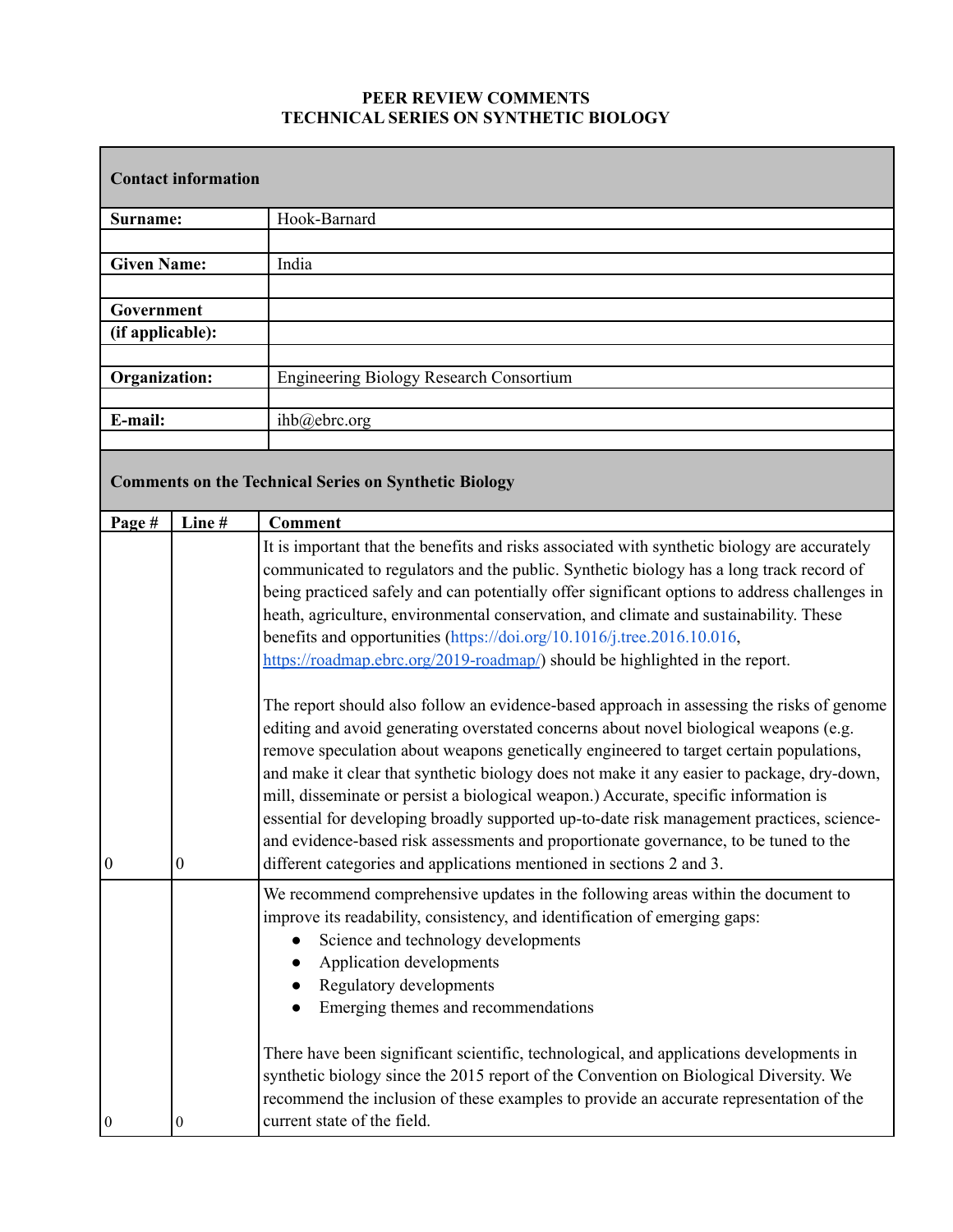# PEER REVIEW COMMENTS
## TECHNICAL SERIES ON SYNTHETIC BIOLOGY

| **Contact information** | |
|---|---|
| **Surname:** | Hook-Barnard |
| **Given Name:** | India |
| **Government (if applicable):** | |
| **Organization:** | Engineering Biology Research Consortium |
| **E-mail:** | ihb@ebrc.org |

**Comments on the Technical Series on Synthetic Biology**

| Page # | Line # | Comment |
|---|---|---|
| 0 | 0 | It is important that the benefits and risks associated with synthetic biology are accurately communicated to regulators and the public. Synthetic biology has a long track record of being practiced safely and can potentially offer significant options to address challenges in heath, agriculture, environmental conservation, and climate and sustainability. These benefits and opportunities (https://doi.org/10.1016/j.tree.2016.10.016, https://roadmap.ebrc.org/2019-roadmap/) should be highlighted in the report.<br><br>The report should also follow an evidence-based approach in assessing the risks of genome editing and avoid generating overstated concerns about novel biological weapons (e.g. remove speculation about weapons genetically engineered to target certain populations, and make it clear that synthetic biology does not make it any easier to package, dry-down, mill, disseminate or persist a biological weapon.) Accurate, specific information is essential for developing broadly supported up-to-date risk management practices, science- and evidence-based risk assessments and proportionate governance, to be tuned to the different categories and applications mentioned in sections 2 and 3. |
| 0 | 0 | We recommend comprehensive updates in the following areas within the document to improve its readability, consistency, and identification of emerging gaps:<br>• Science and technology developments<br>• Application developments<br>• Regulatory developments<br>• Emerging themes and recommendations<br><br>There have been significant scientific, technological, and applications developments in synthetic biology since the 2015 report of the Convention on Biological Diversity. We recommend the inclusion of these examples to provide an accurate representation of the current state of the field. |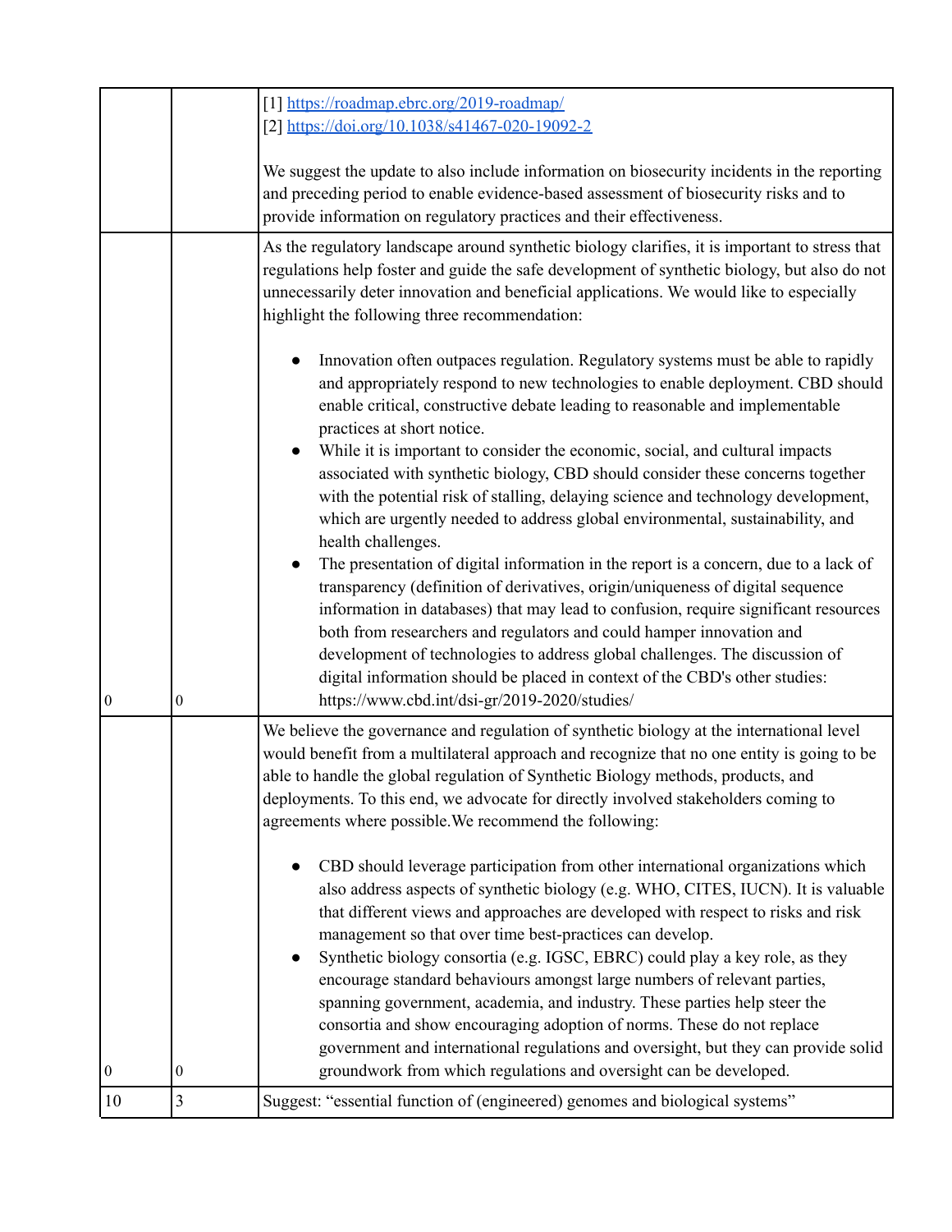| | | |
|---|---|---|
| | | [1] https://roadmap.ebrc.org/2019-roadmap/<br>[2] https://doi.org/10.1038/s41467-020-19092-2<br><br>We suggest the update to also include information on biosecurity incidents in the reporting and preceding period to enable evidence-based assessment of biosecurity risks and to provide information on regulatory practices and their effectiveness. |
| 0 | 0 | As the regulatory landscape around synthetic biology clarifies, it is important to stress that regulations help foster and guide the safe development of synthetic biology, but also do not unnecessarily deter innovation and beneficial applications. We would like to especially highlight the following three recommendation:<br><br>● Innovation often outpaces regulation. Regulatory systems must be able to rapidly and appropriately respond to new technologies to enable deployment. CBD should enable critical, constructive debate leading to reasonable and implementable practices at short notice.<br>● While it is important to consider the economic, social, and cultural impacts associated with synthetic biology, CBD should consider these concerns together with the potential risk of stalling, delaying science and technology development, which are urgently needed to address global environmental, sustainability, and health challenges.<br>● The presentation of digital information in the report is a concern, due to a lack of transparency (definition of derivatives, origin/uniqueness of digital sequence information in databases) that may lead to confusion, require significant resources both from researchers and regulators and could hamper innovation and development of technologies to address global challenges. The discussion of digital information should be placed in context of the CBD's other studies: https://www.cbd.int/dsi-gr/2019-2020/studies/ |
| 0 | 0 | We believe the governance and regulation of synthetic biology at the international level would benefit from a multilateral approach and recognize that no one entity is going to be able to handle the global regulation of Synthetic Biology methods, products, and deployments. To this end, we advocate for directly involved stakeholders coming to agreements where possible.We recommend the following:<br><br>● CBD should leverage participation from other international organizations which also address aspects of synthetic biology (e.g. WHO, CITES, IUCN). It is valuable that different views and approaches are developed with respect to risks and risk management so that over time best-practices can develop.<br>● Synthetic biology consortia (e.g. IGSC, EBRC) could play a key role, as they encourage standard behaviours amongst large numbers of relevant parties, spanning government, academia, and industry. These parties help steer the consortia and show encouraging adoption of norms. These do not replace government and international regulations and oversight, but they can provide solid groundwork from which regulations and oversight can be developed. |
| 10 | 3 | Suggest: "essential function of (engineered) genomes and biological systems" |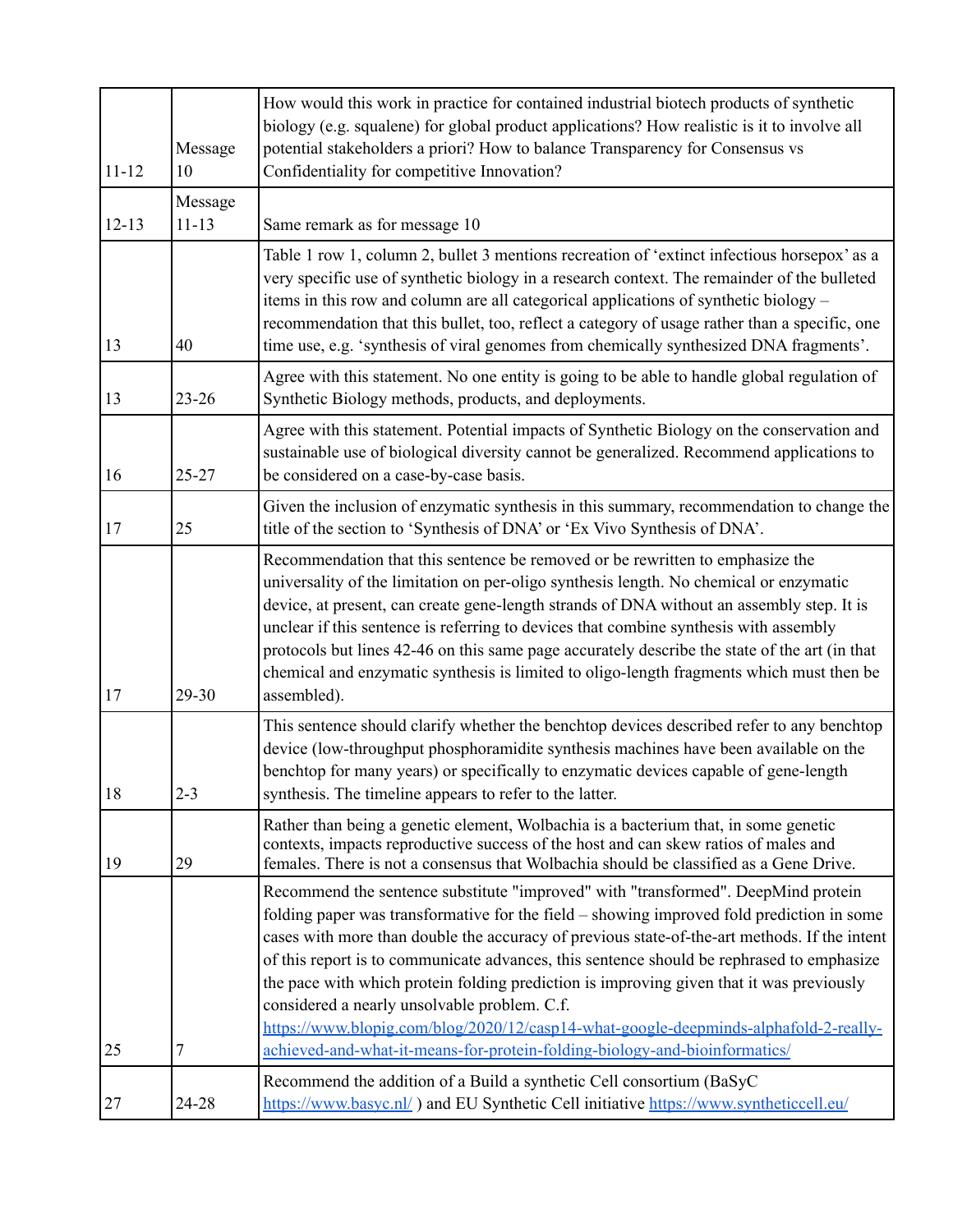| | | |
|---|---|---|
| 11-12 | Message 10 | How would this work in practice for contained industrial biotech products of synthetic biology (e.g. squalene) for global product applications? How realistic is it to involve all potential stakeholders a priori? How to balance Transparency for Consensus vs Confidentiality for competitive Innovation? |
| 12-13 | Message 11-13 | Same remark as for message 10 |
| 13 | 40 | Table 1 row 1, column 2, bullet 3 mentions recreation of 'extinct infectious horsepox' as a very specific use of synthetic biology in a research context. The remainder of the bulleted items in this row and column are all categorical applications of synthetic biology – recommendation that this bullet, too, reflect a category of usage rather than a specific, one time use, e.g. 'synthesis of viral genomes from chemically synthesized DNA fragments'. |
| 13 | 23-26 | Agree with this statement. No one entity is going to be able to handle global regulation of Synthetic Biology methods, products, and deployments. |
| 16 | 25-27 | Agree with this statement. Potential impacts of Synthetic Biology on the conservation and sustainable use of biological diversity cannot be generalized. Recommend applications to be considered on a case-by-case basis. |
| 17 | 25 | Given the inclusion of enzymatic synthesis in this summary, recommendation to change the title of the section to 'Synthesis of DNA' or 'Ex Vivo Synthesis of DNA'. |
| 17 | 29-30 | Recommendation that this sentence be removed or be rewritten to emphasize the universality of the limitation on per-oligo synthesis length. No chemical or enzymatic device, at present, can create gene-length strands of DNA without an assembly step. It is unclear if this sentence is referring to devices that combine synthesis with assembly protocols but lines 42-46 on this same page accurately describe the state of the art (in that chemical and enzymatic synthesis is limited to oligo-length fragments which must then be assembled). |
| 18 | 2-3 | This sentence should clarify whether the benchtop devices described refer to any benchtop device (low-throughput phosphoramidite synthesis machines have been available on the benchtop for many years) or specifically to enzymatic devices capable of gene-length synthesis. The timeline appears to refer to the latter. |
| 19 | 29 | Rather than being a genetic element, Wolbachia is a bacterium that, in some genetic contexts, impacts reproductive success of the host and can skew ratios of males and females. There is not a consensus that Wolbachia should be classified as a Gene Drive. |
| 25 | 7 | Recommend the sentence substitute "improved" with "transformed". DeepMind protein folding paper was transformative for the field – showing improved fold prediction in some cases with more than double the accuracy of previous state-of-the-art methods. If the intent of this report is to communicate advances, this sentence should be rephrased to emphasize the pace with which protein folding prediction is improving given that it was previously considered a nearly unsolvable problem. C.f. https://www.blopig.com/blog/2020/12/casp14-what-google-deepminds-alphafold-2-really-achieved-and-what-it-means-for-protein-folding-biology-and-bioinformatics/ |
| 27 | 24-28 | Recommend the addition of a Build a synthetic Cell consortium (BaSyC https://www.basyc.nl/ ) and EU Synthetic Cell initiative https://www.syntheticcell.eu/ |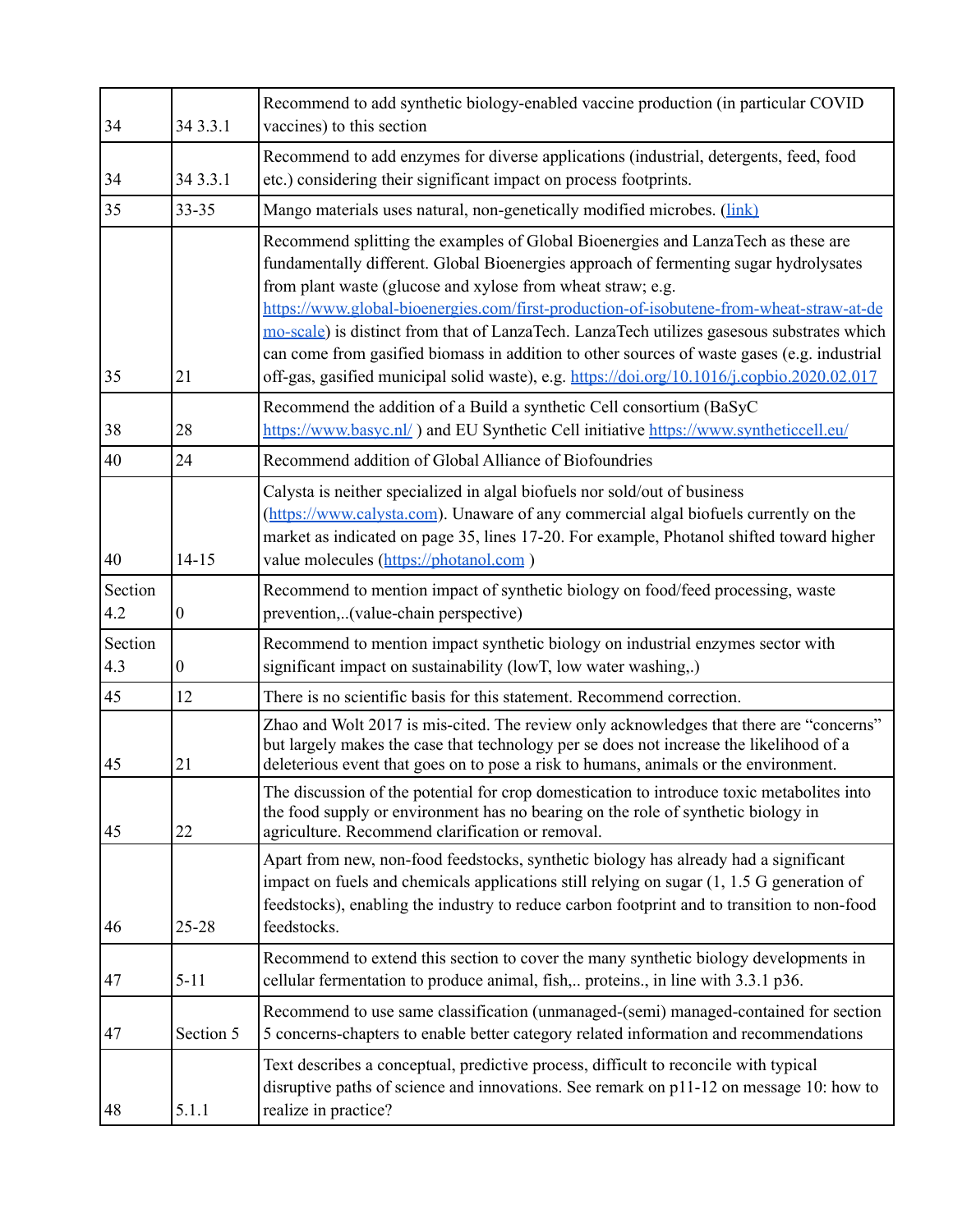| 34 | 34 3.3.1 | Recommend to add synthetic biology-enabled vaccine production (in particular COVID vaccines) to this section |
|---|---|---|
| 34 | 34 3.3.1 | Recommend to add enzymes for diverse applications (industrial, detergents, feed, food etc.) considering their significant impact on process footprints. |
| 35 | 33-35 | Mango materials uses natural, non-genetically modified microbes. (link) |
| 35 | 21 | Recommend splitting the examples of Global Bioenergies and LanzaTech as these are fundamentally different. Global Bioenergies approach of fermenting sugar hydrolysates from plant waste (glucose and xylose from wheat straw; e.g. https://www.global-bioenergies.com/first-production-of-isobutene-from-wheat-straw-at-demo-scale) is distinct from that of LanzaTech. LanzaTech utilizes gasesous substrates which can come from gasified biomass in addition to other sources of waste gases (e.g. industrial off-gas, gasified municipal solid waste), e.g. https://doi.org/10.1016/j.copbio.2020.02.017 |
| 38 | 28 | Recommend the addition of a Build a synthetic Cell consortium (BaSyC https://www.basyc.nl/ ) and EU Synthetic Cell initiative https://www.syntheticcell.eu/ |
| 40 | 24 | Recommend addition of Global Alliance of Biofoundries |
| 40 | 14-15 | Calysta is neither specialized in algal biofuels nor sold/out of business (https://www.calysta.com). Unaware of any commercial algal biofuels currently on the market as indicated on page 35, lines 17-20. For example, Photanol shifted toward higher value molecules (https://photanol.com ) |
| Section 4.2 | 0 | Recommend to mention impact of synthetic biology on food/feed processing, waste prevention,..(value-chain perspective) |
| Section 4.3 | 0 | Recommend to mention impact synthetic biology on industrial enzymes sector with significant impact on sustainability (lowT, low water washing,.) |
| 45 | 12 | There is no scientific basis for this statement. Recommend correction. |
| 45 | 21 | Zhao and Wolt 2017 is mis-cited. The review only acknowledges that there are "concerns" but largely makes the case that technology per se does not increase the likelihood of a deleterious event that goes on to pose a risk to humans, animals or the environment. |
| 45 | 22 | The discussion of the potential for crop domestication to introduce toxic metabolites into the food supply or environment has no bearing on the role of synthetic biology in agriculture. Recommend clarification or removal. |
| 46 | 25-28 | Apart from new, non-food feedstocks, synthetic biology has already had a significant impact on fuels and chemicals applications still relying on sugar (1, 1.5 G generation of feedstocks), enabling the industry to reduce carbon footprint and to transition to non-food feedstocks. |
| 47 | 5-11 | Recommend to extend this section to cover the many synthetic biology developments in cellular fermentation to produce animal, fish,.. proteins., in line with 3.3.1 p36. |
| 47 | Section 5 | Recommend to use same classification (unmanaged-(semi) managed-contained for section 5 concerns-chapters to enable better category related information and recommendations |
| 48 | 5.1.1 | Text describes a conceptual, predictive process, difficult to reconcile with typical disruptive paths of science and innovations. See remark on p11-12 on message 10: how to realize in practice? |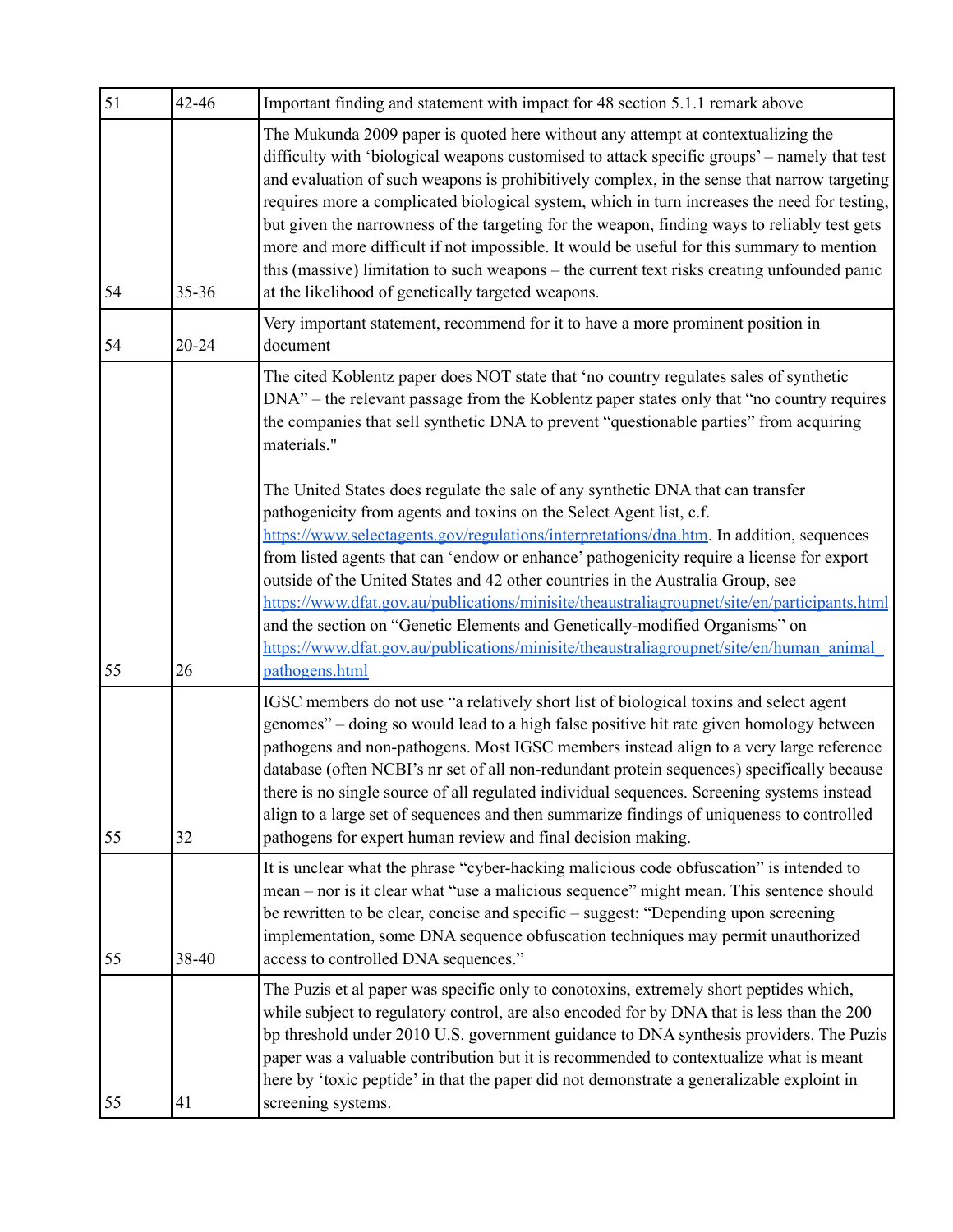| 51 | 42-46 | Important finding and statement with impact for 48 section 5.1.1 remark above |
|---|---|---|
| 54 | 35-36 | The Mukunda 2009 paper is quoted here without any attempt at contextualizing the difficulty with 'biological weapons customised to attack specific groups' – namely that test and evaluation of such weapons is prohibitively complex, in the sense that narrow targeting requires more a complicated biological system, which in turn increases the need for testing, but given the narrowness of the targeting for the weapon, finding ways to reliably test gets more and more difficult if not impossible. It would be useful for this summary to mention this (massive) limitation to such weapons – the current text risks creating unfounded panic at the likelihood of genetically targeted weapons. |
| 54 | 20-24 | Very important statement, recommend for it to have a more prominent position in document |
| 55 | 26 | The cited Koblentz paper does NOT state that 'no country regulates sales of synthetic DNA" – the relevant passage from the Koblentz paper states only that "no country requires the companies that sell synthetic DNA to prevent "questionable parties" from acquiring materials."<br><br>The United States does regulate the sale of any synthetic DNA that can transfer pathogenicity from agents and toxins on the Select Agent list, c.f. [https://www.selectagents.gov/regulations/interpretations/dna.htm](https://www.selectagents.gov/regulations/interpretations/dna.htm). In addition, sequences from listed agents that can 'endow or enhance' pathogenicity require a license for export outside of the United States and 42 other countries in the Australia Group, see [https://www.dfat.gov.au/publications/minisite/theaustraliagroupnet/site/en/participants.html](https://www.dfat.gov.au/publications/minisite/theaustraliagroupnet/site/en/participants.html) and the section on "Genetic Elements and Genetically-modified Organisms" on [https://www.dfat.gov.au/publications/minisite/theaustraliagroupnet/site/en/human_animal_pathogens.html](https://www.dfat.gov.au/publications/minisite/theaustraliagroupnet/site/en/human_animal_pathogens.html) |
| 55 | 32 | IGSC members do not use "a relatively short list of biological toxins and select agent genomes" – doing so would lead to a high false positive hit rate given homology between pathogens and non-pathogens. Most IGSC members instead align to a very large reference database (often NCBI's nr set of all non-redundant protein sequences) specifically because there is no single source of all regulated individual sequences. Screening systems instead align to a large set of sequences and then summarize findings of uniqueness to controlled pathogens for expert human review and final decision making. |
| 55 | 38-40 | It is unclear what the phrase "cyber-hacking malicious code obfuscation" is intended to mean – nor is it clear what "use a malicious sequence" might mean. This sentence should be rewritten to be clear, concise and specific – suggest: "Depending upon screening implementation, some DNA sequence obfuscation techniques may permit unauthorized access to controlled DNA sequences." |
| 55 | 41 | The Puzis et al paper was specific only to conotoxins, extremely short peptides which, while subject to regulatory control, are also encoded for by DNA that is less than the 200 bp threshold under 2010 U.S. government guidance to DNA synthesis providers. The Puzis paper was a valuable contribution but it is recommended to contextualize what is meant here by 'toxic peptide' in that the paper did not demonstrate a generalizable exploint in screening systems. |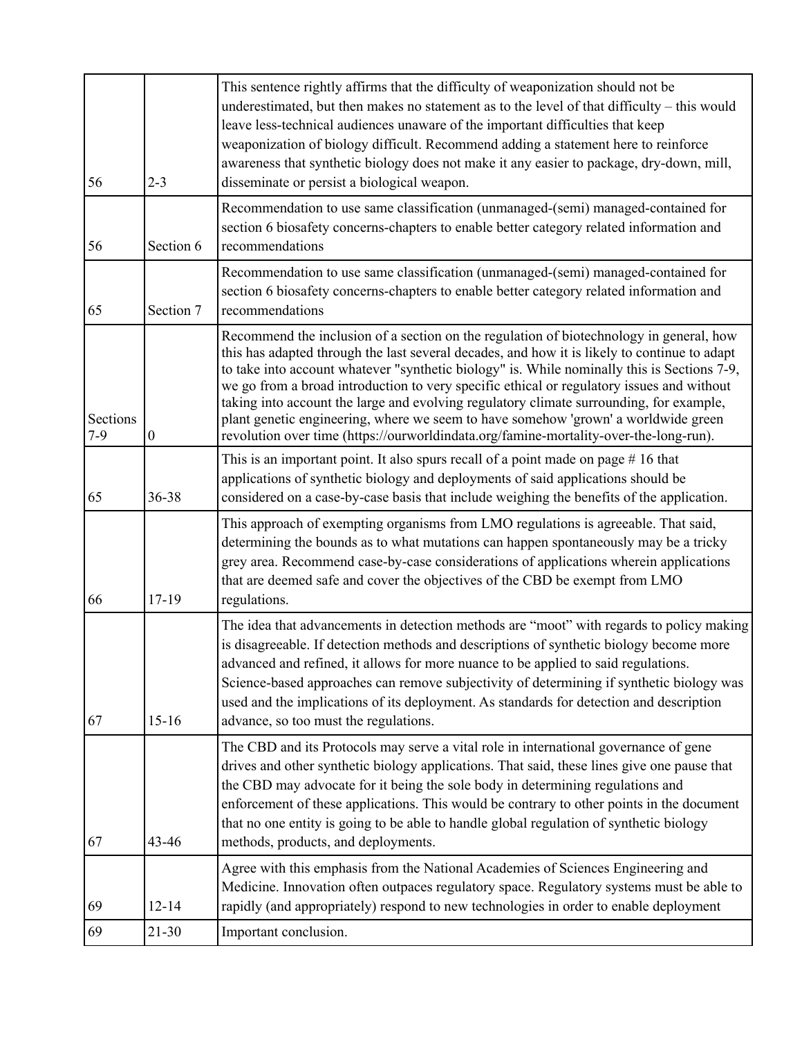| | | |
|---|---|---|
| 56 | 2-3 | This sentence rightly affirms that the difficulty of weaponization should not be underestimated, but then makes no statement as to the level of that difficulty – this would leave less-technical audiences unaware of the important difficulties that keep weaponization of biology difficult. Recommend adding a statement here to reinforce awareness that synthetic biology does not make it any easier to package, dry-down, mill, disseminate or persist a biological weapon. |
| 56 | Section 6 | Recommendation to use same classification (unmanaged-(semi) managed-contained for section 6 biosafety concerns-chapters to enable better category related information and recommendations |
| 65 | Section 7 | Recommendation to use same classification (unmanaged-(semi) managed-contained for section 6 biosafety concerns-chapters to enable better category related information and recommendations |
| Sections 7-9 | 0 | Recommend the inclusion of a section on the regulation of biotechnology in general, how this has adapted through the last several decades, and how it is likely to continue to adapt to take into account whatever "synthetic biology" is. While nominally this is Sections 7-9, we go from a broad introduction to very specific ethical or regulatory issues and without taking into account the large and evolving regulatory climate surrounding, for example, plant genetic engineering, where we seem to have somehow 'grown' a worldwide green revolution over time (https://ourworldindata.org/famine-mortality-over-the-long-run). |
| 65 | 36-38 | This is an important point. It also spurs recall of a point made on page # 16 that applications of synthetic biology and deployments of said applications should be considered on a case-by-case basis that include weighing the benefits of the application. |
| 66 | 17-19 | This approach of exempting organisms from LMO regulations is agreeable. That said, determining the bounds as to what mutations can happen spontaneously may be a tricky grey area. Recommend case-by-case considerations of applications wherein applications that are deemed safe and cover the objectives of the CBD be exempt from LMO regulations. |
| 67 | 15-16 | The idea that advancements in detection methods are "moot" with regards to policy making is disagreeable. If detection methods and descriptions of synthetic biology become more advanced and refined, it allows for more nuance to be applied to said regulations. Science-based approaches can remove subjectivity of determining if synthetic biology was used and the implications of its deployment. As standards for detection and description advance, so too must the regulations. |
| 67 | 43-46 | The CBD and its Protocols may serve a vital role in international governance of gene drives and other synthetic biology applications. That said, these lines give one pause that the CBD may advocate for it being the sole body in determining regulations and enforcement of these applications. This would be contrary to other points in the document that no one entity is going to be able to handle global regulation of synthetic biology methods, products, and deployments. |
| 69 | 12-14 | Agree with this emphasis from the National Academies of Sciences Engineering and Medicine. Innovation often outpaces regulatory space. Regulatory systems must be able to rapidly (and appropriately) respond to new technologies in order to enable deployment |
| 69 | 21-30 | Important conclusion. |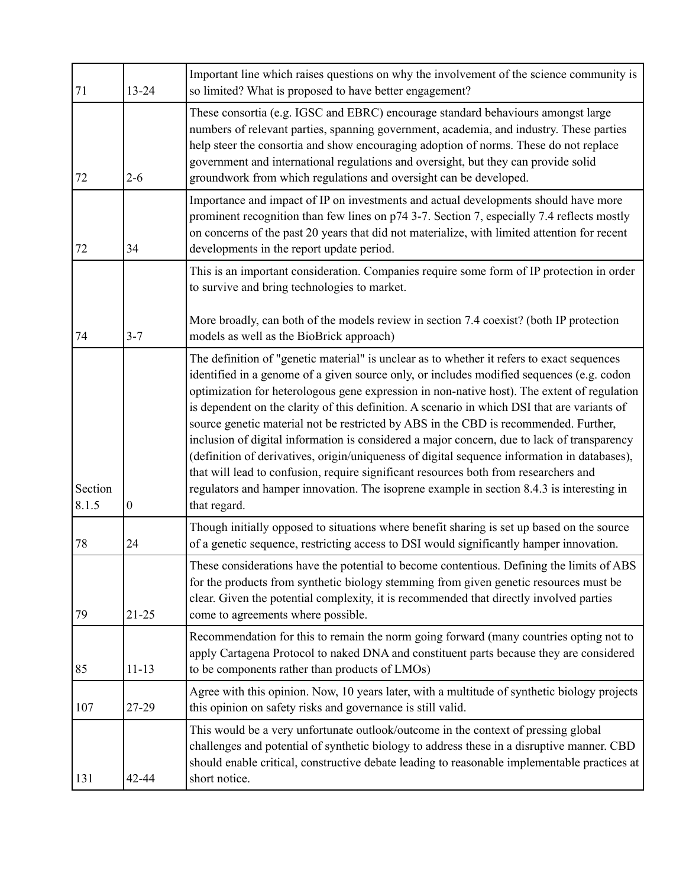| | | |
|---|---|---|
| 71 | 13-24 | Important line which raises questions on why the involvement of the science community is so limited? What is proposed to have better engagement? |
| 72 | 2-6 | These consortia (e.g. IGSC and EBRC) encourage standard behaviours amongst large numbers of relevant parties, spanning government, academia, and industry. These parties help steer the consortia and show encouraging adoption of norms. These do not replace government and international regulations and oversight, but they can provide solid groundwork from which regulations and oversight can be developed. |
| 72 | 34 | Importance and impact of IP on investments and actual developments should have more prominent recognition than few lines on p74 3-7. Section 7, especially 7.4 reflects mostly on concerns of the past 20 years that did not materialize, with limited attention for recent developments in the report update period. |
| 74 | 3-7 | This is an important consideration. Companies require some form of IP protection in order to survive and bring technologies to market.<br><br>More broadly, can both of the models review in section 7.4 coexist? (both IP protection models as well as the BioBrick approach) |
| Section 8.1.5 | 0 | The definition of "genetic material" is unclear as to whether it refers to exact sequences identified in a genome of a given source only, or includes modified sequences (e.g. codon optimization for heterologous gene expression in non-native host). The extent of regulation is dependent on the clarity of this definition. A scenario in which DSI that are variants of source genetic material not be restricted by ABS in the CBD is recommended. Further, inclusion of digital information is considered a major concern, due to lack of transparency (definition of derivatives, origin/uniqueness of digital sequence information in databases), that will lead to confusion, require significant resources both from researchers and regulators and hamper innovation. The isoprene example in section 8.4.3 is interesting in that regard. |
| 78 | 24 | Though initially opposed to situations where benefit sharing is set up based on the source of a genetic sequence, restricting access to DSI would significantly hamper innovation. |
| 79 | 21-25 | These considerations have the potential to become contentious. Defining the limits of ABS for the products from synthetic biology stemming from given genetic resources must be clear. Given the potential complexity, it is recommended that directly involved parties come to agreements where possible. |
| 85 | 11-13 | Recommendation for this to remain the norm going forward (many countries opting not to apply Cartagena Protocol to naked DNA and constituent parts because they are considered to be components rather than products of LMOs) |
| 107 | 27-29 | Agree with this opinion. Now, 10 years later, with a multitude of synthetic biology projects this opinion on safety risks and governance is still valid. |
| 131 | 42-44 | This would be a very unfortunate outlook/outcome in the context of pressing global challenges and potential of synthetic biology to address these in a disruptive manner. CBD should enable critical, constructive debate leading to reasonable implementable practices at short notice. |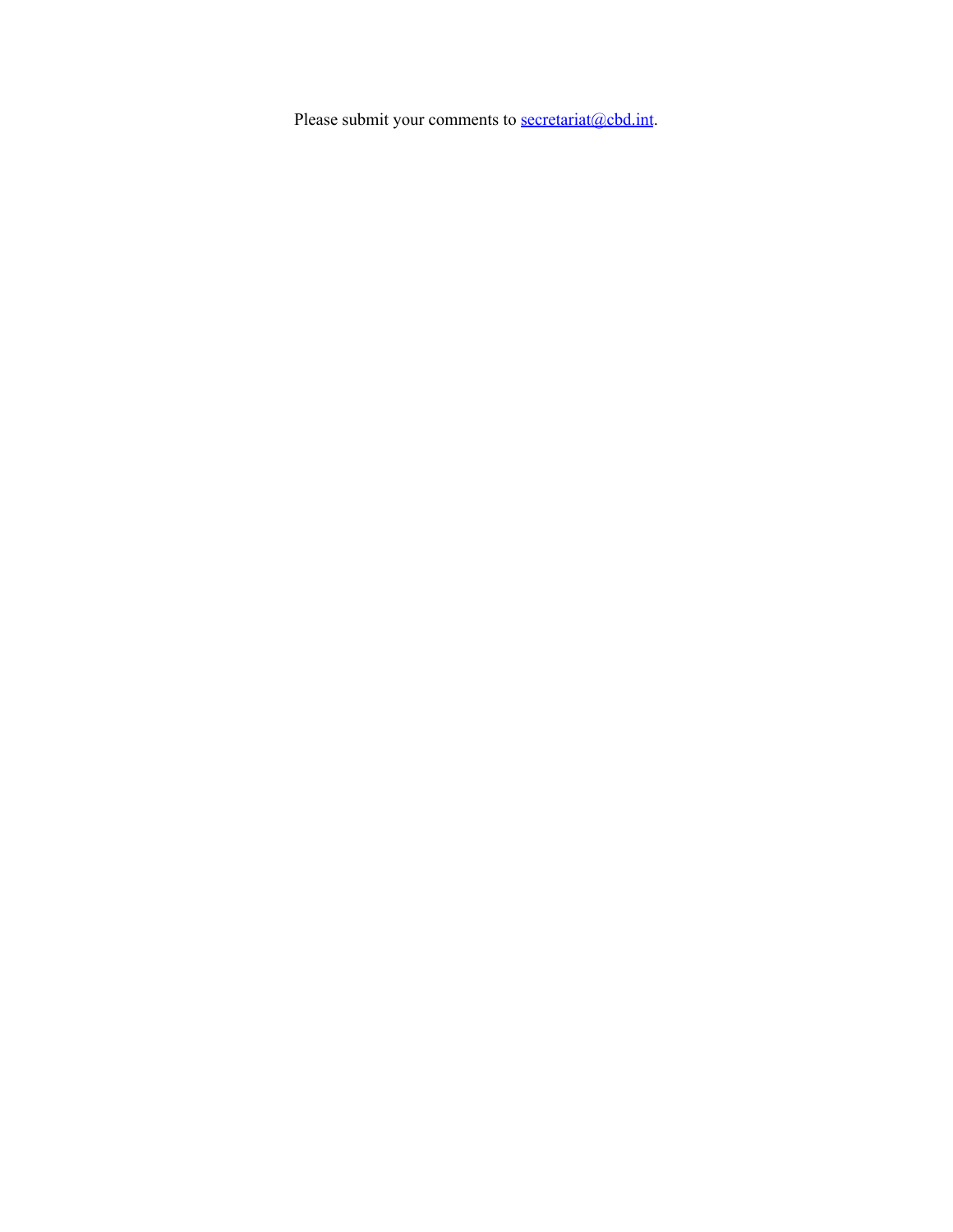Please submit your comments to secretariat@cbd.int.